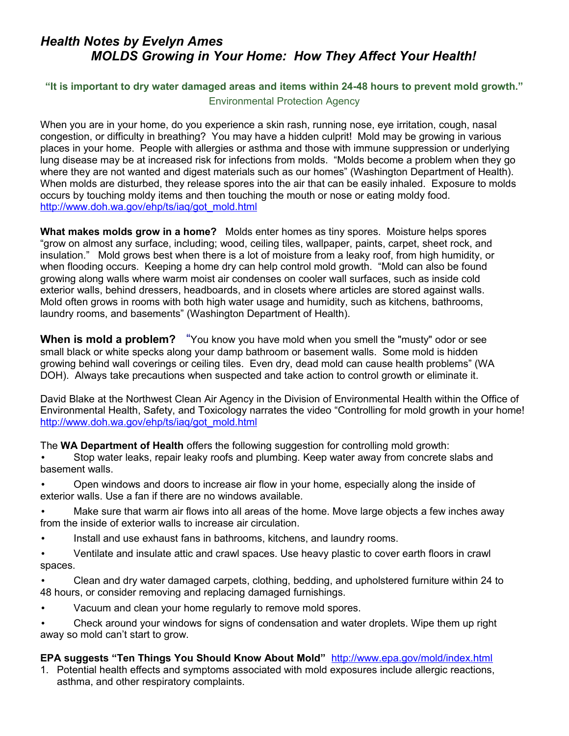# *Health Notes by Evelyn Ames*
## *MOLDS Growing in Your Home: How They Affect Your Health!*

**"It is important to dry water damaged areas and items within 24-48 hours to prevent mold growth."**

Environmental Protection Agency

When you are in your home, do you experience a skin rash, running nose, eye irritation, cough, nasal congestion, or difficulty in breathing? You may have a hidden culprit! Mold may be growing in various places in your home. People with allergies or asthma and those with immune suppression or underlying lung disease may be at increased risk for infections from molds. "Molds become a problem when they go where they are not wanted and digest materials such as our homes" (Washington Department of Health). When molds are disturbed, they release spores into the air that can be easily inhaled. Exposure to molds occurs by touching moldy items and then touching the mouth or nose or eating moldy food. http://www.doh.wa.gov/ehp/ts/iaq/got_mold.html

**What makes molds grow in a home?** Molds enter homes as tiny spores. Moisture helps spores "grow on almost any surface, including; wood, ceiling tiles, wallpaper, paints, carpet, sheet rock, and insulation." Mold grows best when there is a lot of moisture from a leaky roof, from high humidity, or when flooding occurs. Keeping a home dry can help control mold growth. "Mold can also be found growing along walls where warm moist air condenses on cooler wall surfaces, such as inside cold exterior walls, behind dressers, headboards, and in closets where articles are stored against walls. Mold often grows in rooms with both high water usage and humidity, such as kitchens, bathrooms, laundry rooms, and basements" (Washington Department of Health).

**When is mold a problem?** "You know you have mold when you smell the "musty" odor or see small black or white specks along your damp bathroom or basement walls. Some mold is hidden growing behind wall coverings or ceiling tiles. Even dry, dead mold can cause health problems" (WA DOH). Always take precautions when suspected and take action to control growth or eliminate it.

David Blake at the Northwest Clean Air Agency in the Division of Environmental Health within the Office of Environmental Health, Safety, and Toxicology narrates the video "Controlling for mold growth in your home! http://www.doh.wa.gov/ehp/ts/iaq/got_mold.html

The **WA Department of Health** offers the following suggestion for controlling mold growth:

- Stop water leaks, repair leaky roofs and plumbing. Keep water away from concrete slabs and basement walls.
- Open windows and doors to increase air flow in your home, especially along the inside of exterior walls. Use a fan if there are no windows available.
- Make sure that warm air flows into all areas of the home. Move large objects a few inches away from the inside of exterior walls to increase air circulation.
- Install and use exhaust fans in bathrooms, kitchens, and laundry rooms.
- Ventilate and insulate attic and crawl spaces. Use heavy plastic to cover earth floors in crawl spaces.
- Clean and dry water damaged carpets, clothing, bedding, and upholstered furniture within 24 to 48 hours, or consider removing and replacing damaged furnishings.
- Vacuum and clean your home regularly to remove mold spores.
- Check around your windows for signs of condensation and water droplets. Wipe them up right away so mold can't start to grow.

**EPA suggests "Ten Things You Should Know About Mold"** http://www.epa.gov/mold/index.html

1. Potential health effects and symptoms associated with mold exposures include allergic reactions, asthma, and other respiratory complaints.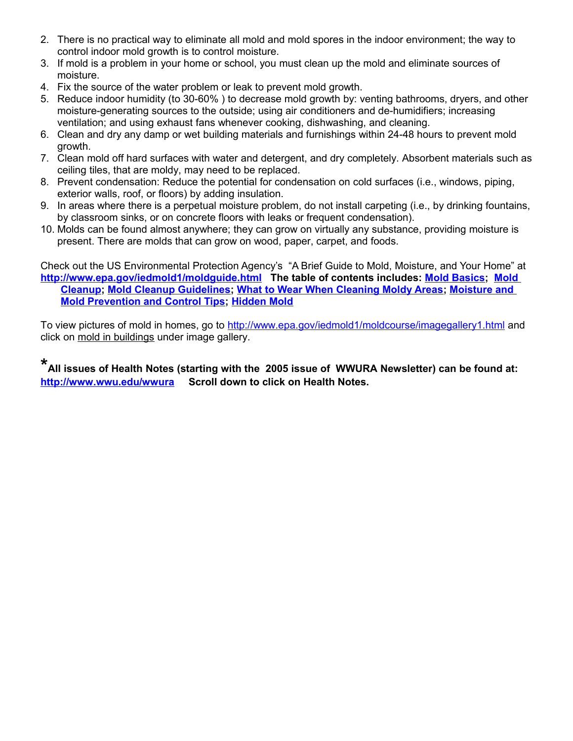2. There is no practical way to eliminate all mold and mold spores in the indoor environment; the way to control indoor mold growth is to control moisture.
3. If mold is a problem in your home or school, you must clean up the mold and eliminate sources of moisture.
4. Fix the source of the water problem or leak to prevent mold growth.
5. Reduce indoor humidity (to 30-60% ) to decrease mold growth by: venting bathrooms, dryers, and other moisture-generating sources to the outside; using air conditioners and de-humidifiers; increasing ventilation; and using exhaust fans whenever cooking, dishwashing, and cleaning.
6. Clean and dry any damp or wet building materials and furnishings within 24-48 hours to prevent mold growth.
7. Clean mold off hard surfaces with water and detergent, and dry completely. Absorbent materials such as ceiling tiles, that are moldy, may need to be replaced.
8. Prevent condensation: Reduce the potential for condensation on cold surfaces (i.e., windows, piping, exterior walls, roof, or floors) by adding insulation.
9. In areas where there is a perpetual moisture problem, do not install carpeting (i.e., by drinking fountains, by classroom sinks, or on concrete floors with leaks or frequent condensation).
10. Molds can be found almost anywhere; they can grow on virtually any substance, providing moisture is present. There are molds that can grow on wood, paper, carpet, and foods.

Check out the US Environmental Protection Agency's "A Brief Guide to Mold, Moisture, and Your Home" at **http://www.epa.gov/iedmold1/moldguide.html** **The table of contents includes: Mold Basics; Mold Cleanup; Mold Cleanup Guidelines; What to Wear When Cleaning Moldy Areas; Moisture and Mold Prevention and Control Tips; Hidden Mold**

To view pictures of mold in homes, go to http://www.epa.gov/iedmold1/moldcourse/imagegallery1.html and click on mold in buildings under image gallery.

***All issues of Health Notes (starting with the 2005 issue of WWURA Newsletter) can be found at: http://www.wwu.edu/wwura Scroll down to click on Health Notes.**